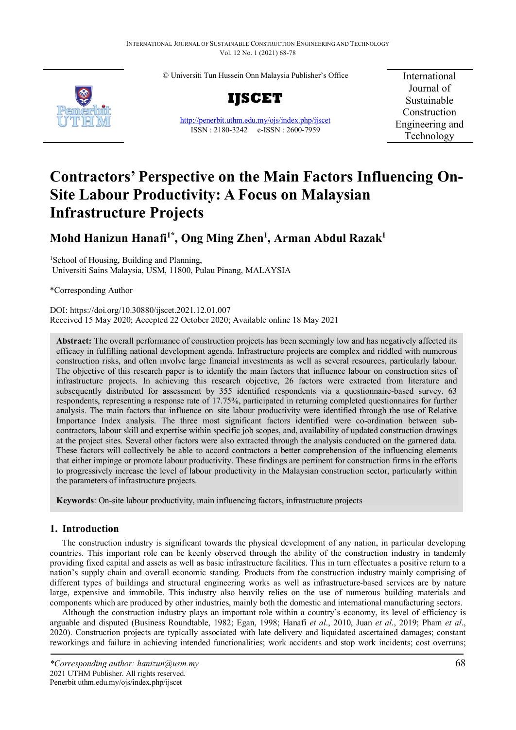© Universiti Tun Hussein Onn Malaysia Publisher's Office

**IJSCET**

http://penerbit.uthm.edu.my/ojs/index.php/ijscet

ISSN : 2180-3242 e-ISSN : 2600-7959

International Journal of Sustainable Construction Engineering and Technology

# Contractors' Perspective on the Main Factors Influencing On-Site Labour Productivity: A Focus on Malaysian Infrastructure Projects

**Mohd Hanizun Hanafi[1*], Ong Ming Zhen[1], Arman Abdul Razak[1]**

[1]School of Housing, Building and Planning, Universiti Sains Malaysia, USM, 11800, Pulau Pinang, MALAYSIA

*Corresponding Author

DOI: https://doi.org/10.30880/ijscet.2021.12.01.007

Received 15 May 2020; Accepted 22 October 2020; Available online 18 May 2021

**Abstract:** The overall performance of construction projects has been seemingly low and has negatively affected its efficacy in fulfilling national development agenda. Infrastructure projects are complex and riddled with numerous construction risks, and often involve large financial investments as well as several resources, particularly labour. The objective of this research paper is to identify the main factors that influence labour on construction sites of infrastructure projects. In achieving this research objective, 26 factors were extracted from literature and subsequently distributed for assessment by 355 identified respondents via a questionnaire-based survey. 63 respondents, representing a response rate of 17.75%, participated in returning completed questionnaires for further analysis. The main factors that influence on–site labour productivity were identified through the use of Relative Importance Index analysis. The three most significant factors identified were co-ordination between sub-contractors, labour skill and expertise within specific job scopes, and, availability of updated construction drawings at the project sites. Several other factors were also extracted through the analysis conducted on the garnered data. These factors will collectively be able to accord contractors a better comprehension of the influencing elements that either impinge or promote labour productivity. These findings are pertinent for construction firms in the efforts to progressively increase the level of labour productivity in the Malaysian construction sector, particularly within the parameters of infrastructure projects.

**Keywords**: On-site labour productivity, main influencing factors, infrastructure projects

## 1. Introduction

The construction industry is significant towards the physical development of any nation, in particular developing countries. This important role can be keenly observed through the ability of the construction industry in tandemly providing fixed capital and assets as well as basic infrastructure facilities. This in turn effectuates a positive return to a nation's supply chain and overall economic standing. Products from the construction industry mainly comprising of different types of buildings and structural engineering works as well as infrastructure-based services are by nature large, expensive and immobile. This industry also heavily relies on the use of numerous building materials and components which are produced by other industries, mainly both the domestic and international manufacturing sectors.

Although the construction industry plays an important role within a country's economy, its level of efficiency is arguable and disputed (Business Roundtable, 1982; Egan, 1998; Hanafi *et al*., 2010, Juan *et al*., 2019; Pham *et al*., 2020). Construction projects are typically associated with late delivery and liquidated ascertained damages; constant reworkings and failure in achieving intended functionalities; work accidents and stop work incidents; cost overruns;

*\*Corresponding author: hanizun@usm.my*

2021 UTHM Publisher. All rights reserved.

Penerbit uthm.edu.my/ojs/index.php/ijscet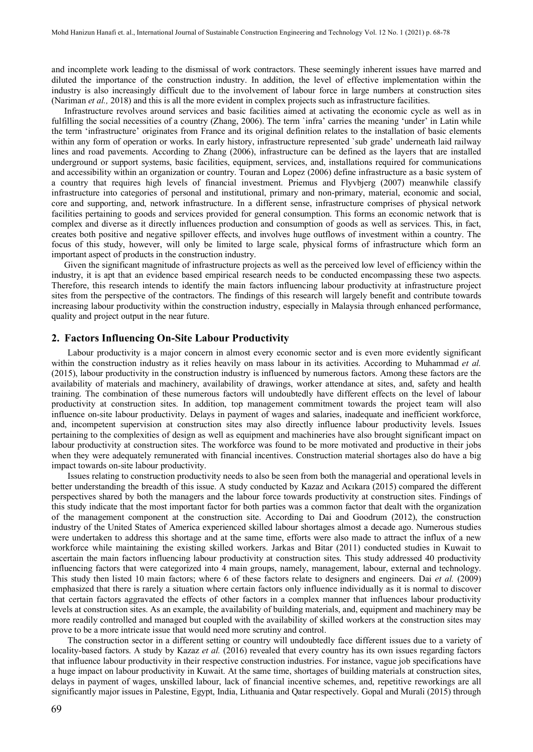and incomplete work leading to the dismissal of work contractors. These seemingly inherent issues have marred and diluted the importance of the construction industry. In addition, the level of effective implementation within the industry is also increasingly difficult due to the involvement of labour force in large numbers at construction sites (Nariman *et al.,* 2018) and this is all the more evident in complex projects such as infrastructure facilities.

Infrastructure revolves around services and basic facilities aimed at activating the economic cycle as well as in fulfilling the social necessities of a country (Zhang, 2006). The term `infra' carries the meaning 'under' in Latin while the term 'infrastructure' originates from France and its original definition relates to the installation of basic elements within any form of operation or works. In early history, infrastructure represented `sub grade' underneath laid railway lines and road pavements. According to Zhang (2006), infrastructure can be defined as the layers that are installed underground or support systems, basic facilities, equipment, services, and, installations required for communications and accessibility within an organization or country. Touran and Lopez (2006) define infrastructure as a basic system of a country that requires high levels of financial investment. Priemus and Flyvbjerg (2007) meanwhile classify infrastructure into categories of personal and institutional, primary and non-primary, material, economic and social, core and supporting, and, network infrastructure. In a different sense, infrastructure comprises of physical network facilities pertaining to goods and services provided for general consumption. This forms an economic network that is complex and diverse as it directly influences production and consumption of goods as well as services. This, in fact, creates both positive and negative spillover effects, and involves huge outflows of investment within a country. The focus of this study, however, will only be limited to large scale, physical forms of infrastructure which form an important aspect of products in the construction industry.

Given the significant magnitude of infrastructure projects as well as the perceived low level of efficiency within the industry, it is apt that an evidence based empirical research needs to be conducted encompassing these two aspects. Therefore, this research intends to identify the main factors influencing labour productivity at infrastructure project sites from the perspective of the contractors. The findings of this research will largely benefit and contribute towards increasing labour productivity within the construction industry, especially in Malaysia through enhanced performance, quality and project output in the near future.

## 2. Factors Influencing On-Site Labour Productivity

Labour productivity is a major concern in almost every economic sector and is even more evidently significant within the construction industry as it relies heavily on mass labour in its activities. According to Muhammad *et al.* (2015), labour productivity in the construction industry is influenced by numerous factors. Among these factors are the availability of materials and machinery, availability of drawings, worker attendance at sites, and, safety and health training. The combination of these numerous factors will undoubtedly have different effects on the level of labour productivity at construction sites. In addition, top management commitment towards the project team will also influence on-site labour productivity. Delays in payment of wages and salaries, inadequate and inefficient workforce, and, incompetent supervision at construction sites may also directly influence labour productivity levels. Issues pertaining to the complexities of design as well as equipment and machineries have also brought significant impact on labour productivity at construction sites. The workforce was found to be more motivated and productive in their jobs when they were adequately remunerated with financial incentives. Construction material shortages also do have a big impact towards on-site labour productivity.

Issues relating to construction productivity needs to also be seen from both the managerial and operational levels in better understanding the breadth of this issue. A study conducted by Kazaz and Acıkara (2015) compared the different perspectives shared by both the managers and the labour force towards productivity at construction sites. Findings of this study indicate that the most important factor for both parties was a common factor that dealt with the organization of the management component at the construction site. According to Dai and Goodrum (2012), the construction industry of the United States of America experienced skilled labour shortages almost a decade ago. Numerous studies were undertaken to address this shortage and at the same time, efforts were also made to attract the influx of a new workforce while maintaining the existing skilled workers. Jarkas and Bitar (2011) conducted studies in Kuwait to ascertain the main factors influencing labour productivity at construction sites. This study addressed 40 productivity influencing factors that were categorized into 4 main groups, namely, management, labour, external and technology. This study then listed 10 main factors; where 6 of these factors relate to designers and engineers. Dai *et al.* (2009) emphasized that there is rarely a situation where certain factors only influence individually as it is normal to discover that certain factors aggravated the effects of other factors in a complex manner that influences labour productivity levels at construction sites. As an example, the availability of building materials, and, equipment and machinery may be more readily controlled and managed but coupled with the availability of skilled workers at the construction sites may prove to be a more intricate issue that would need more scrutiny and control.

The construction sector in a different setting or country will undoubtedly face different issues due to a variety of locality-based factors. A study by Kazaz *et al.* (2016) revealed that every country has its own issues regarding factors that influence labour productivity in their respective construction industries. For instance, vague job specifications have a huge impact on labour productivity in Kuwait. At the same time, shortages of building materials at construction sites, delays in payment of wages, unskilled labour, lack of financial incentive schemes, and, repetitive reworkings are all significantly major issues in Palestine, Egypt, India, Lithuania and Qatar respectively. Gopal and Murali (2015) through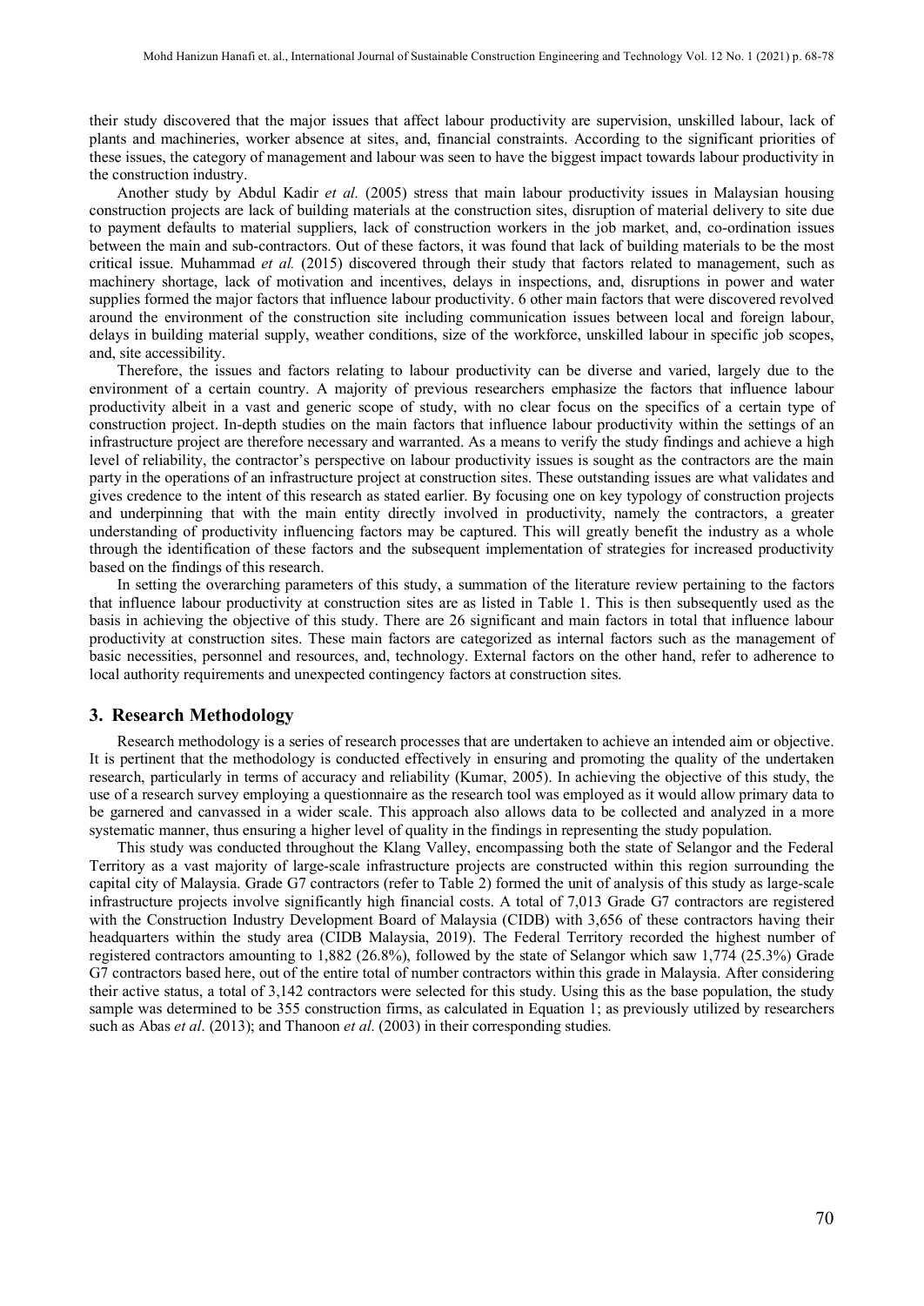their study discovered that the major issues that affect labour productivity are supervision, unskilled labour, lack of plants and machineries, worker absence at sites, and, financial constraints. According to the significant priorities of these issues, the category of management and labour was seen to have the biggest impact towards labour productivity in the construction industry.

Another study by Abdul Kadir *et al.* (2005) stress that main labour productivity issues in Malaysian housing construction projects are lack of building materials at the construction sites, disruption of material delivery to site due to payment defaults to material suppliers, lack of construction workers in the job market, and, co-ordination issues between the main and sub-contractors. Out of these factors, it was found that lack of building materials to be the most critical issue. Muhammad *et al.* (2015) discovered through their study that factors related to management, such as machinery shortage, lack of motivation and incentives, delays in inspections, and, disruptions in power and water supplies formed the major factors that influence labour productivity. 6 other main factors that were discovered revolved around the environment of the construction site including communication issues between local and foreign labour, delays in building material supply, weather conditions, size of the workforce, unskilled labour in specific job scopes, and, site accessibility.

Therefore, the issues and factors relating to labour productivity can be diverse and varied, largely due to the environment of a certain country. A majority of previous researchers emphasize the factors that influence labour productivity albeit in a vast and generic scope of study, with no clear focus on the specifics of a certain type of construction project. In-depth studies on the main factors that influence labour productivity within the settings of an infrastructure project are therefore necessary and warranted. As a means to verify the study findings and achieve a high level of reliability, the contractor's perspective on labour productivity issues is sought as the contractors are the main party in the operations of an infrastructure project at construction sites. These outstanding issues are what validates and gives credence to the intent of this research as stated earlier. By focusing one on key typology of construction projects and underpinning that with the main entity directly involved in productivity, namely the contractors, a greater understanding of productivity influencing factors may be captured. This will greatly benefit the industry as a whole through the identification of these factors and the subsequent implementation of strategies for increased productivity based on the findings of this research.

In setting the overarching parameters of this study, a summation of the literature review pertaining to the factors that influence labour productivity at construction sites are as listed in Table 1. This is then subsequently used as the basis in achieving the objective of this study. There are 26 significant and main factors in total that influence labour productivity at construction sites. These main factors are categorized as internal factors such as the management of basic necessities, personnel and resources, and, technology. External factors on the other hand, refer to adherence to local authority requirements and unexpected contingency factors at construction sites.

## 3. Research Methodology

Research methodology is a series of research processes that are undertaken to achieve an intended aim or objective. It is pertinent that the methodology is conducted effectively in ensuring and promoting the quality of the undertaken research, particularly in terms of accuracy and reliability (Kumar, 2005). In achieving the objective of this study, the use of a research survey employing a questionnaire as the research tool was employed as it would allow primary data to be garnered and canvassed in a wider scale. This approach also allows data to be collected and analyzed in a more systematic manner, thus ensuring a higher level of quality in the findings in representing the study population.

This study was conducted throughout the Klang Valley, encompassing both the state of Selangor and the Federal Territory as a vast majority of large-scale infrastructure projects are constructed within this region surrounding the capital city of Malaysia. Grade G7 contractors (refer to Table 2) formed the unit of analysis of this study as large-scale infrastructure projects involve significantly high financial costs. A total of 7,013 Grade G7 contractors are registered with the Construction Industry Development Board of Malaysia (CIDB) with 3,656 of these contractors having their headquarters within the study area (CIDB Malaysia, 2019). The Federal Territory recorded the highest number of registered contractors amounting to 1,882 (26.8%), followed by the state of Selangor which saw 1,774 (25.3%) Grade G7 contractors based here, out of the entire total of number contractors within this grade in Malaysia. After considering their active status, a total of 3,142 contractors were selected for this study. Using this as the base population, the study sample was determined to be 355 construction firms, as calculated in Equation 1; as previously utilized by researchers such as Abas *et al*. (2013); and Thanoon *et al*. (2003) in their corresponding studies.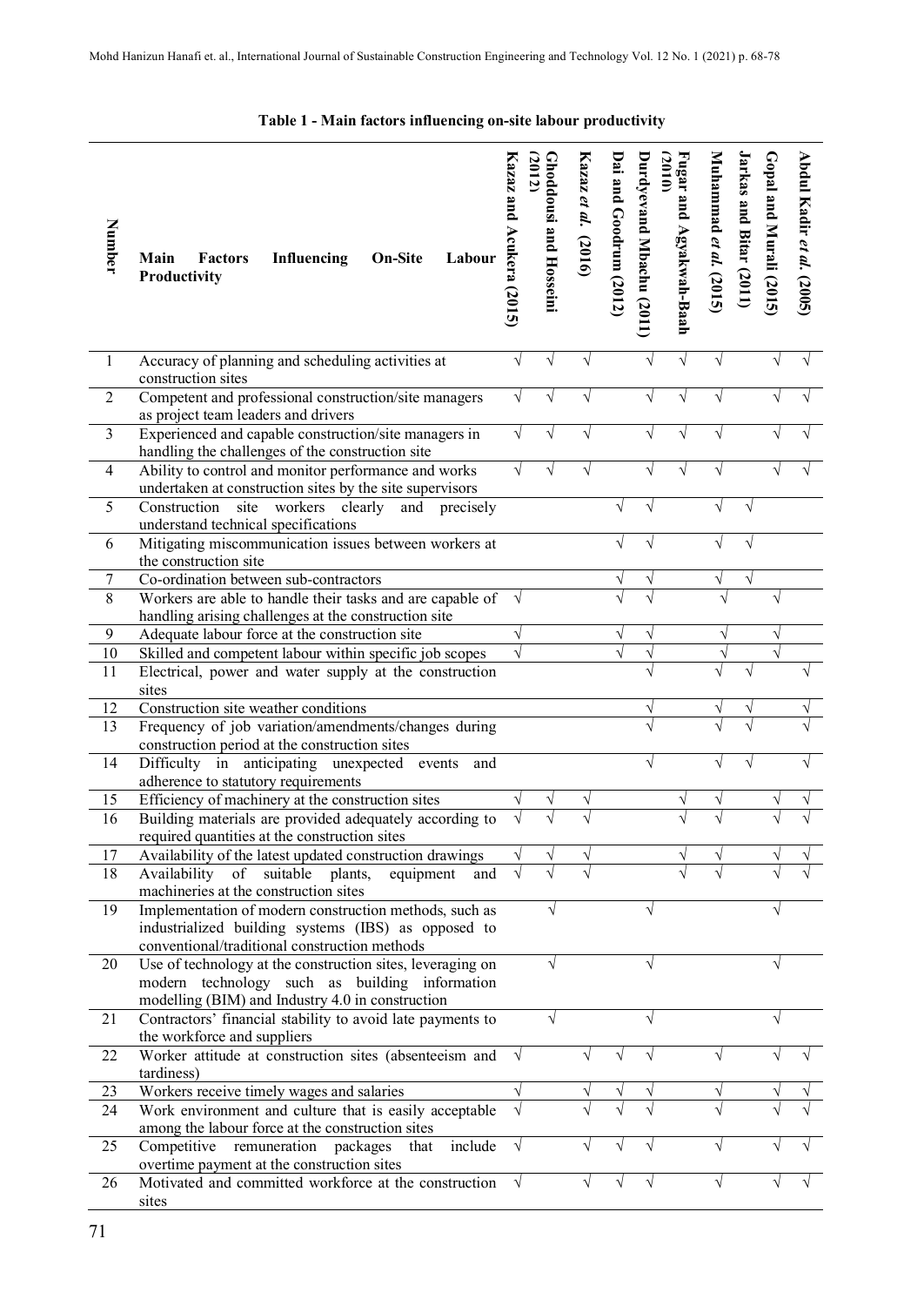**Table 1 - Main factors influencing on-site labour productivity**

| Number | Main Factors Influencing On-Site Labour Productivity | Kazaz and Acukera (2015) | Ghoddousi and Hosseini (2012) | Kazaz *et al.* (2016) | Dai and Goodrum (2012) | Durdyevand Mbachu (2011) | Fugar and Agyakwah-Baah (2010) | Muhammad *et al.* (2015) | Jarkas and Bitar (2011) | Gopal and Murali (2015) | Abdul Kadir *et al.* (2005) |
|---|---|---|---|---|---|---|---|---|---|---|---|
| 1 | Accuracy of planning and scheduling activities at construction sites | √ | √ | √ | | √ | √ | √ | | √ | √ |
| 2 | Competent and professional construction/site managers as project team leaders and drivers | √ | √ | √ | | √ | √ | √ | | √ | √ |
| 3 | Experienced and capable construction/site managers in handling the challenges of the construction site | √ | √ | √ | | √ | √ | √ | | √ | √ |
| 4 | Ability to control and monitor performance and works undertaken at construction sites by the site supervisors | √ | √ | √ | | √ | √ | √ | | √ | √ |
| 5 | Construction site workers clearly and precisely understand technical specifications | | | | √ | √ | | √ | √ | | |
| 6 | Mitigating miscommunication issues between workers at the construction site | | | | √ | √ | | √ | √ | | |
| 7 | Co-ordination between sub-contractors | | | | √ | √ | | √ | √ | | |
| 8 | Workers are able to handle their tasks and are capable of handling arising challenges at the construction site | √ | | | √ | √ | | √ | | √ | |
| 9 | Adequate labour force at the construction site | √ | | | √ | √ | | √ | | √ | |
| 10 | Skilled and competent labour within specific job scopes | √ | | | √ | √ | | √ | | √ | |
| 11 | Electrical, power and water supply at the construction sites | | | | | √ | | √ | √ | | √ |
| 12 | Construction site weather conditions | | | | | √ | | √ | √ | | √ |
| 13 | Frequency of job variation/amendments/changes during construction period at the construction sites | | | | | √ | | √ | √ | | √ |
| 14 | Difficulty in anticipating unexpected events and adherence to statutory requirements | | | | | √ | | √ | √ | | √ |
| 15 | Efficiency of machinery at the construction sites | √ | √ | √ | | | √ | √ | | √ | √ |
| 16 | Building materials are provided adequately according to required quantities at the construction sites | √ | √ | √ | | | √ | √ | | √ | √ |
| 17 | Availability of the latest updated construction drawings | √ | √ | √ | | | √ | √ | | √ | √ |
| 18 | Availability of suitable plants, equipment and machineries at the construction sites | √ | √ | √ | | | √ | √ | | √ | √ |
| 19 | Implementation of modern construction methods, such as industrialized building systems (IBS) as opposed to conventional/traditional construction methods | | √ | | | √ | | | | √ | |
| 20 | Use of technology at the construction sites, leveraging on modern technology such as building information modelling (BIM) and Industry 4.0 in construction | | √ | | | √ | | | | √ | |
| 21 | Contractors' financial stability to avoid late payments to the workforce and suppliers | | √ | | | √ | | | | √ | |
| 22 | Worker attitude at construction sites (absenteeism and tardiness) | √ | | √ | √ | √ | | √ | | √ | √ |
| 23 | Workers receive timely wages and salaries | √ | | √ | √ | √ | | √ | | √ | √ |
| 24 | Work environment and culture that is easily acceptable among the labour force at the construction sites | √ | | √ | √ | √ | | √ | | √ | √ |
| 25 | Competitive remuneration packages that include overtime payment at the construction sites | √ | | √ | √ | √ | | √ | | √ | √ |
| 26 | Motivated and committed workforce at the construction sites | √ | | √ | √ | √ | | √ | | √ | √ |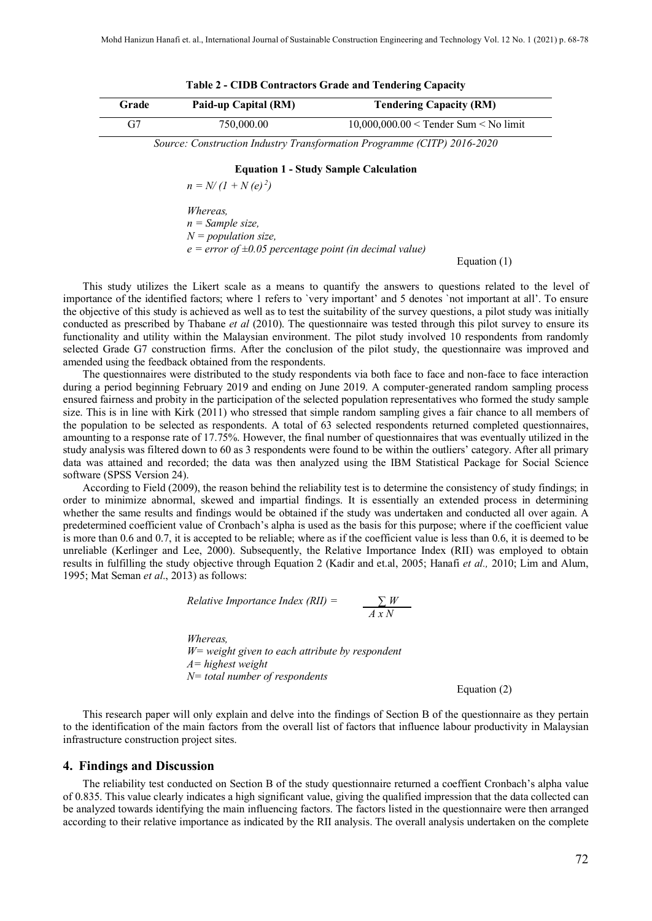**Table 2 - CIDB Contractors Grade and Tendering Capacity**

| Grade | Paid-up Capital (RM) | Tendering Capacity (RM) |
|---|---|---|
| G7 | 750,000.00 | 10,000,000.00 < Tender Sum < No limit |

*Source: Construction Industry Transformation Programme (CITP) 2016-2020*

**Equation 1 - Study Sample Calculation**

$$n = N/(1 + N(e)^2)$$

*Whereas,*
*n = Sample size,*
*N = population size,*
*e = error of ±0.05 percentage point (in decimal value)*

Equation (1)

This study utilizes the Likert scale as a means to quantify the answers to questions related to the level of importance of the identified factors; where 1 refers to `very important' and 5 denotes `not important at all'. To ensure the objective of this study is achieved as well as to test the suitability of the survey questions, a pilot study was initially conducted as prescribed by Thabane *et al* (2010). The questionnaire was tested through this pilot survey to ensure its functionality and utility within the Malaysian environment. The pilot study involved 10 respondents from randomly selected Grade G7 construction firms. After the conclusion of the pilot study, the questionnaire was improved and amended using the feedback obtained from the respondents.

The questionnaires were distributed to the study respondents via both face to face and non-face to face interaction during a period beginning February 2019 and ending on June 2019. A computer-generated random sampling process ensured fairness and probity in the participation of the selected population representatives who formed the study sample size. This is in line with Kirk (2011) who stressed that simple random sampling gives a fair chance to all members of the population to be selected as respondents. A total of 63 selected respondents returned completed questionnaires, amounting to a response rate of 17.75%. However, the final number of questionnaires that was eventually utilized in the study analysis was filtered down to 60 as 3 respondents were found to be within the outliers' category. After all primary data was attained and recorded; the data was then analyzed using the IBM Statistical Package for Social Science software (SPSS Version 24).

According to Field (2009), the reason behind the reliability test is to determine the consistency of study findings; in order to minimize abnormal, skewed and impartial findings. It is essentially an extended process in determining whether the same results and findings would be obtained if the study was undertaken and conducted all over again. A predetermined coefficient value of Cronbach's alpha is used as the basis for this purpose; where if the coefficient value is more than 0.6 and 0.7, it is accepted to be reliable; where as if the coefficient value is less than 0.6, it is deemed to be unreliable (Kerlinger and Lee, 2000). Subsequently, the Relative Importance Index (RII) was employed to obtain results in fulfilling the study objective through Equation 2 (Kadir and et.al, 2005; Hanafi *et al.,* 2010; Lim and Alum, 1995; Mat Seman *et al*., 2013) as follows:

$$\text{Relative Importance Index (RII)} = \frac{\sum W}{A \times N}$$

*Whereas,*
*W= weight given to each attribute by respondent*
*A= highest weight*
*N= total number of respondents*

Equation (2)

This research paper will only explain and delve into the findings of Section B of the questionnaire as they pertain to the identification of the main factors from the overall list of factors that influence labour productivity in Malaysian infrastructure construction project sites.

## 4. Findings and Discussion

The reliability test conducted on Section B of the study questionnaire returned a coeffient Cronbach's alpha value of 0.835. This value clearly indicates a high significant value, giving the qualified impression that the data collected can be analyzed towards identifying the main influencing factors. The factors listed in the questionnaire were then arranged according to their relative importance as indicated by the RII analysis. The overall analysis undertaken on the complete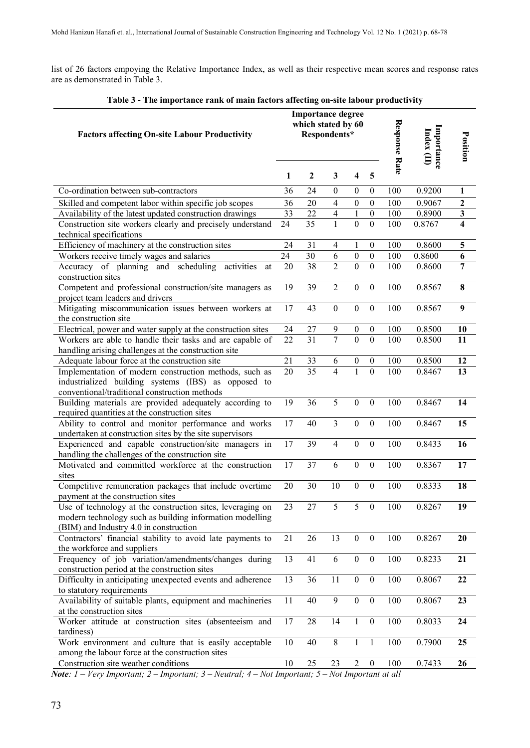list of 26 factors empoying the Relative Importance Index, as well as their respective mean scores and response rates are as demonstrated in Table 3.

**Table 3 - The importance rank of main factors affecting on-site labour productivity**

| Factors affecting On-site Labour Productivity | Importance degree which stated by 60 Respondents* | | | | | Response Rate | Importance Index (II) | Position |
|---|---|---|---|---|---|---|---|---|
| | 1 | 2 | 3 | 4 | 5 | | | |
| Co-ordination between sub-contractors | 36 | 24 | 0 | 0 | 0 | 100 | 0.9200 | 1 |
| Skilled and competent labor within specific job scopes | 36 | 20 | 4 | 0 | 0 | 100 | 0.9067 | 2 |
| Availability of the latest updated construction drawings | 33 | 22 | 4 | 1 | 0 | 100 | 0.8900 | 3 |
| Construction site workers clearly and precisely understand technical specifications | 24 | 35 | 1 | 0 | 0 | 100 | 0.8767 | 4 |
| Efficiency of machinery at the construction sites | 24 | 31 | 4 | 1 | 0 | 100 | 0.8600 | 5 |
| Workers receive timely wages and salaries | 24 | 30 | 6 | 0 | 0 | 100 | 0.8600 | 6 |
| Accuracy of planning and scheduling activities at construction sites | 20 | 38 | 2 | 0 | 0 | 100 | 0.8600 | 7 |
| Competent and professional construction/site managers as project team leaders and drivers | 19 | 39 | 2 | 0 | 0 | 100 | 0.8567 | 8 |
| Mitigating miscommunication issues between workers at the construction site | 17 | 43 | 0 | 0 | 0 | 100 | 0.8567 | 9 |
| Electrical, power and water supply at the construction sites | 24 | 27 | 9 | 0 | 0 | 100 | 0.8500 | 10 |
| Workers are able to handle their tasks and are capable of handling arising challenges at the construction site | 22 | 31 | 7 | 0 | 0 | 100 | 0.8500 | 11 |
| Adequate labour force at the construction site | 21 | 33 | 6 | 0 | 0 | 100 | 0.8500 | 12 |
| Implementation of modern construction methods, such as industrialized building systems (IBS) as opposed to conventional/traditional construction methods | 20 | 35 | 4 | 1 | 0 | 100 | 0.8467 | 13 |
| Building materials are provided adequately according to required quantities at the construction sites | 19 | 36 | 5 | 0 | 0 | 100 | 0.8467 | 14 |
| Ability to control and monitor performance and works undertaken at construction sites by the site supervisors | 17 | 40 | 3 | 0 | 0 | 100 | 0.8467 | 15 |
| Experienced and capable construction/site managers in handling the challenges of the construction site | 17 | 39 | 4 | 0 | 0 | 100 | 0.8433 | 16 |
| Motivated and committed workforce at the construction sites | 17 | 37 | 6 | 0 | 0 | 100 | 0.8367 | 17 |
| Competitive remuneration packages that include overtime payment at the construction sites | 20 | 30 | 10 | 0 | 0 | 100 | 0.8333 | 18 |
| Use of technology at the construction sites, leveraging on modern technology such as building information modelling (BIM) and Industry 4.0 in construction | 23 | 27 | 5 | 5 | 0 | 100 | 0.8267 | 19 |
| Contractors' financial stability to avoid late payments to the workforce and suppliers | 21 | 26 | 13 | 0 | 0 | 100 | 0.8267 | 20 |
| Frequency of job variation/amendments/changes during construction period at the construction sites | 13 | 41 | 6 | 0 | 0 | 100 | 0.8233 | 21 |
| Difficulty in anticipating unexpected events and adherence to statutory requirements | 13 | 36 | 11 | 0 | 0 | 100 | 0.8067 | 22 |
| Availability of suitable plants, equipment and machineries at the construction sites | 11 | 40 | 9 | 0 | 0 | 100 | 0.8067 | 23 |
| Worker attitude at construction sites (absenteeism and tardiness) | 17 | 28 | 14 | 1 | 0 | 100 | 0.8033 | 24 |
| Work environment and culture that is easily acceptable among the labour force at the construction sites | 10 | 40 | 8 | 1 | 1 | 100 | 0.7900 | 25 |
| Construction site weather conditions | 10 | 25 | 23 | 2 | 0 | 100 | 0.7433 | 26 |

***Note**: 1 – Very Important; 2 – Important; 3 – Neutral; 4 – Not Important; 5 – Not Important at all*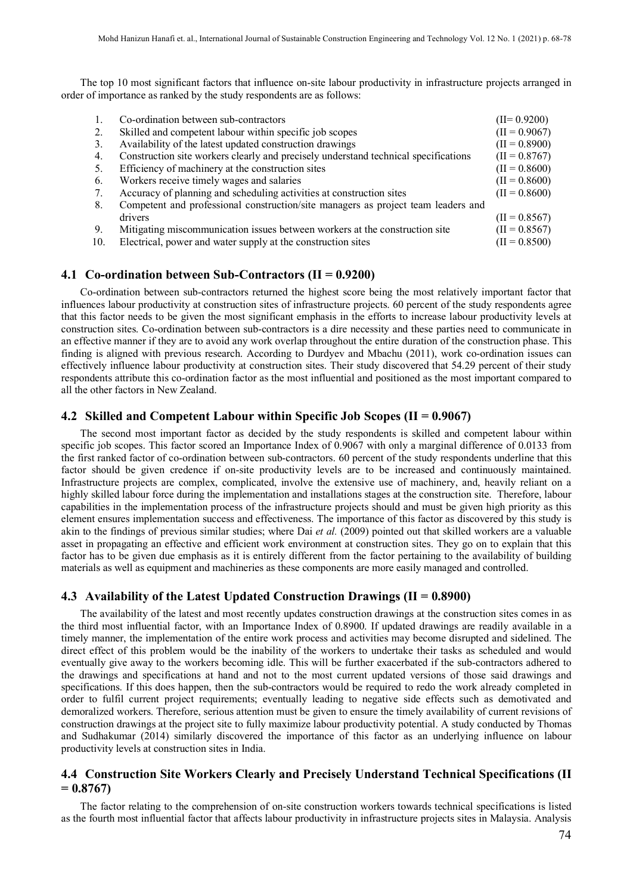The top 10 most significant factors that influence on-site labour productivity in infrastructure projects arranged in order of importance as ranked by the study respondents are as follows:

1. Co-ordination between sub-contractors (II= 0.9200)
2. Skilled and competent labour within specific job scopes (II = 0.9067)
3. Availability of the latest updated construction drawings (II = 0.8900)
4. Construction site workers clearly and precisely understand technical specifications (II = 0.8767)
5. Efficiency of machinery at the construction sites (II = 0.8600)
6. Workers receive timely wages and salaries (II = 0.8600)
7. Accuracy of planning and scheduling activities at construction sites (II = 0.8600)
8. Competent and professional construction/site managers as project team leaders and drivers (II = 0.8567)
9. Mitigating miscommunication issues between workers at the construction site (II = 0.8567)
10. Electrical, power and water supply at the construction sites (II = 0.8500)

## 4.1 Co-ordination between Sub-Contractors (II = 0.9200)

Co-ordination between sub-contractors returned the highest score being the most relatively important factor that influences labour productivity at construction sites of infrastructure projects. 60 percent of the study respondents agree that this factor needs to be given the most significant emphasis in the efforts to increase labour productivity levels at construction sites. Co-ordination between sub-contractors is a dire necessity and these parties need to communicate in an effective manner if they are to avoid any work overlap throughout the entire duration of the construction phase. This finding is aligned with previous research. According to Durdyev and Mbachu (2011), work co-ordination issues can effectively influence labour productivity at construction sites. Their study discovered that 54.29 percent of their study respondents attribute this co-ordination factor as the most influential and positioned as the most important compared to all the other factors in New Zealand.

## 4.2 Skilled and Competent Labour within Specific Job Scopes (II = 0.9067)

The second most important factor as decided by the study respondents is skilled and competent labour within specific job scopes. This factor scored an Importance Index of 0.9067 with only a marginal difference of 0.0133 from the first ranked factor of co-ordination between sub-contractors. 60 percent of the study respondents underline that this factor should be given credence if on-site productivity levels are to be increased and continuously maintained. Infrastructure projects are complex, complicated, involve the extensive use of machinery, and, heavily reliant on a highly skilled labour force during the implementation and installations stages at the construction site. Therefore, labour capabilities in the implementation process of the infrastructure projects should and must be given high priority as this element ensures implementation success and effectiveness. The importance of this factor as discovered by this study is akin to the findings of previous similar studies; where Dai *et al.* (2009) pointed out that skilled workers are a valuable asset in propagating an effective and efficient work environment at construction sites. They go on to explain that this factor has to be given due emphasis as it is entirely different from the factor pertaining to the availability of building materials as well as equipment and machineries as these components are more easily managed and controlled.

## 4.3 Availability of the Latest Updated Construction Drawings (II = 0.8900)

The availability of the latest and most recently updates construction drawings at the construction sites comes in as the third most influential factor, with an Importance Index of 0.8900. If updated drawings are readily available in a timely manner, the implementation of the entire work process and activities may become disrupted and sidelined. The direct effect of this problem would be the inability of the workers to undertake their tasks as scheduled and would eventually give away to the workers becoming idle. This will be further exacerbated if the sub-contractors adhered to the drawings and specifications at hand and not to the most current updated versions of those said drawings and specifications. If this does happen, then the sub-contractors would be required to redo the work already completed in order to fulfil current project requirements; eventually leading to negative side effects such as demotivated and demoralized workers. Therefore, serious attention must be given to ensure the timely availability of current revisions of construction drawings at the project site to fully maximize labour productivity potential. A study conducted by Thomas and Sudhakumar (2014) similarly discovered the importance of this factor as an underlying influence on labour productivity levels at construction sites in India.

## 4.4 Construction Site Workers Clearly and Precisely Understand Technical Specifications (II = 0.8767)

The factor relating to the comprehension of on-site construction workers towards technical specifications is listed as the fourth most influential factor that affects labour productivity in infrastructure projects sites in Malaysia. Analysis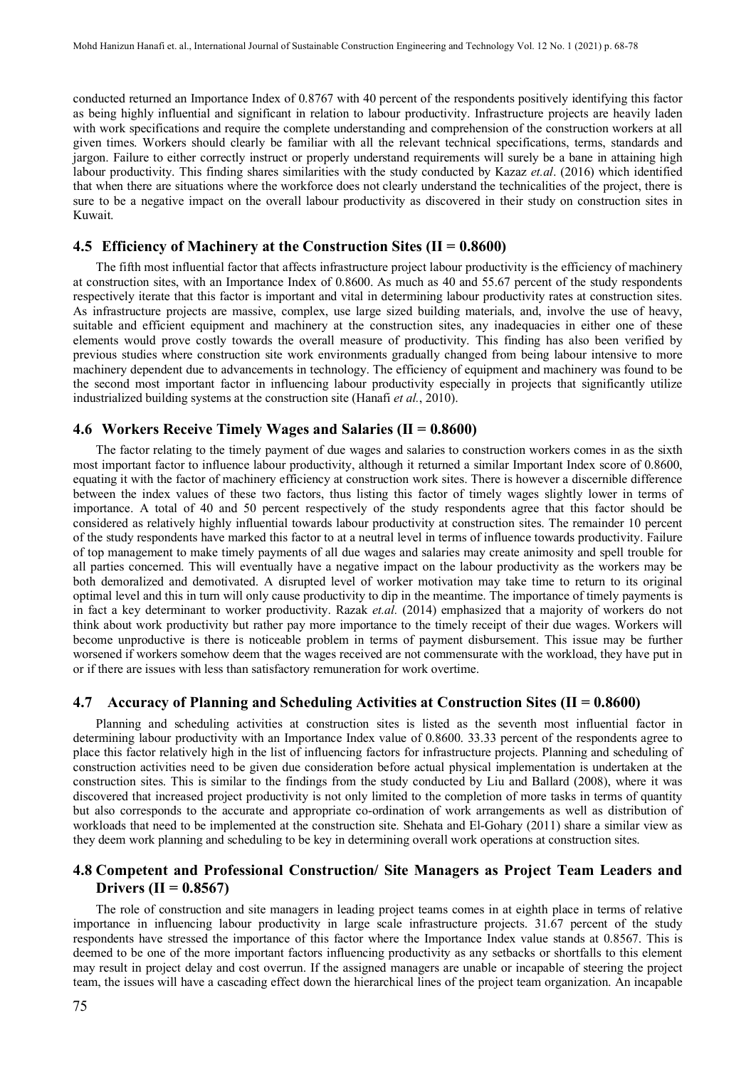conducted returned an Importance Index of 0.8767 with 40 percent of the respondents positively identifying this factor as being highly influential and significant in relation to labour productivity. Infrastructure projects are heavily laden with work specifications and require the complete understanding and comprehension of the construction workers at all given times. Workers should clearly be familiar with all the relevant technical specifications, terms, standards and jargon. Failure to either correctly instruct or properly understand requirements will surely be a bane in attaining high labour productivity. This finding shares similarities with the study conducted by Kazaz *et.al*. (2016) which identified that when there are situations where the workforce does not clearly understand the technicalities of the project, there is sure to be a negative impact on the overall labour productivity as discovered in their study on construction sites in Kuwait.

### 4.5 Efficiency of Machinery at the Construction Sites (II = 0.8600)

The fifth most influential factor that affects infrastructure project labour productivity is the efficiency of machinery at construction sites, with an Importance Index of 0.8600. As much as 40 and 55.67 percent of the study respondents respectively iterate that this factor is important and vital in determining labour productivity rates at construction sites. As infrastructure projects are massive, complex, use large sized building materials, and, involve the use of heavy, suitable and efficient equipment and machinery at the construction sites, any inadequacies in either one of these elements would prove costly towards the overall measure of productivity. This finding has also been verified by previous studies where construction site work environments gradually changed from being labour intensive to more machinery dependent due to advancements in technology. The efficiency of equipment and machinery was found to be the second most important factor in influencing labour productivity especially in projects that significantly utilize industrialized building systems at the construction site (Hanafi *et al.*, 2010).

### 4.6 Workers Receive Timely Wages and Salaries (II = 0.8600)

The factor relating to the timely payment of due wages and salaries to construction workers comes in as the sixth most important factor to influence labour productivity, although it returned a similar Important Index score of 0.8600, equating it with the factor of machinery efficiency at construction work sites. There is however a discernible difference between the index values of these two factors, thus listing this factor of timely wages slightly lower in terms of importance. A total of 40 and 50 percent respectively of the study respondents agree that this factor should be considered as relatively highly influential towards labour productivity at construction sites. The remainder 10 percent of the study respondents have marked this factor to at a neutral level in terms of influence towards productivity. Failure of top management to make timely payments of all due wages and salaries may create animosity and spell trouble for all parties concerned. This will eventually have a negative impact on the labour productivity as the workers may be both demoralized and demotivated. A disrupted level of worker motivation may take time to return to its original optimal level and this in turn will only cause productivity to dip in the meantime. The importance of timely payments is in fact a key determinant to worker productivity. Razak *et.al.* (2014) emphasized that a majority of workers do not think about work productivity but rather pay more importance to the timely receipt of their due wages. Workers will become unproductive is there is noticeable problem in terms of payment disbursement. This issue may be further worsened if workers somehow deem that the wages received are not commensurate with the workload, they have put in or if there are issues with less than satisfactory remuneration for work overtime.

### 4.7 Accuracy of Planning and Scheduling Activities at Construction Sites (II = 0.8600)

Planning and scheduling activities at construction sites is listed as the seventh most influential factor in determining labour productivity with an Importance Index value of 0.8600. 33.33 percent of the respondents agree to place this factor relatively high in the list of influencing factors for infrastructure projects. Planning and scheduling of construction activities need to be given due consideration before actual physical implementation is undertaken at the construction sites. This is similar to the findings from the study conducted by Liu and Ballard (2008), where it was discovered that increased project productivity is not only limited to the completion of more tasks in terms of quantity but also corresponds to the accurate and appropriate co-ordination of work arrangements as well as distribution of workloads that need to be implemented at the construction site. Shehata and El-Gohary (2011) share a similar view as they deem work planning and scheduling to be key in determining overall work operations at construction sites.

### 4.8 Competent and Professional Construction/ Site Managers as Project Team Leaders and Drivers (II = 0.8567)

The role of construction and site managers in leading project teams comes in at eighth place in terms of relative importance in influencing labour productivity in large scale infrastructure projects. 31.67 percent of the study respondents have stressed the importance of this factor where the Importance Index value stands at 0.8567. This is deemed to be one of the more important factors influencing productivity as any setbacks or shortfalls to this element may result in project delay and cost overrun. If the assigned managers are unable or incapable of steering the project team, the issues will have a cascading effect down the hierarchical lines of the project team organization. An incapable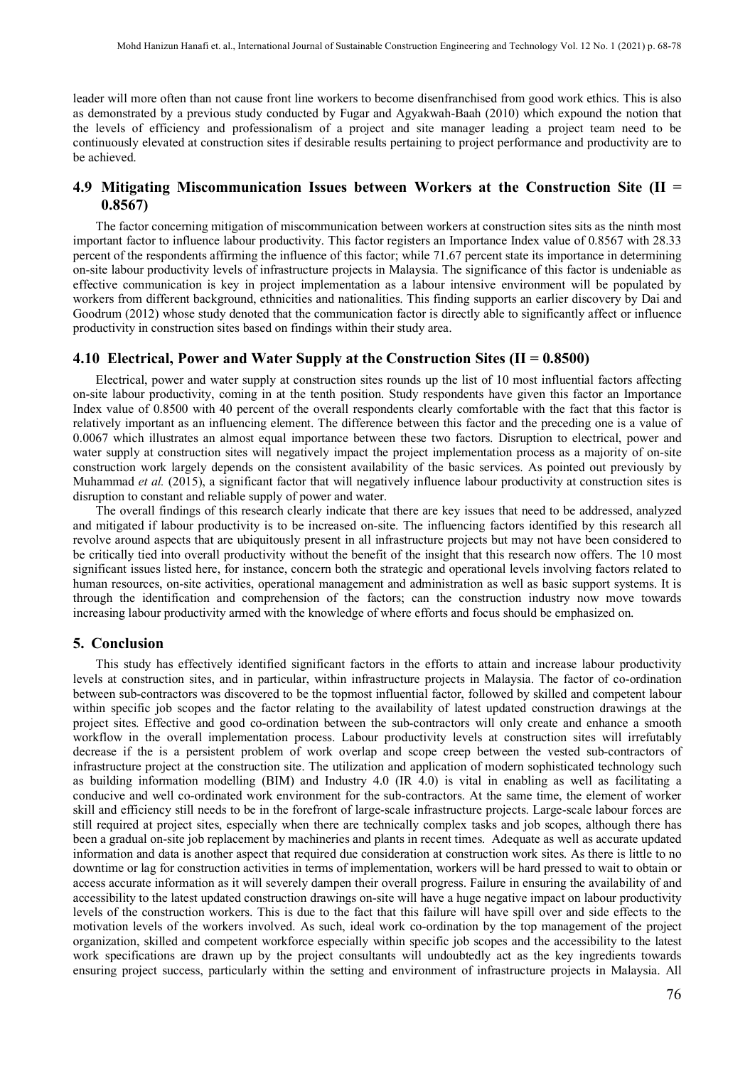leader will more often than not cause front line workers to become disenfranchised from good work ethics. This is also as demonstrated by a previous study conducted by Fugar and Agyakwah-Baah (2010) which expound the notion that the levels of efficiency and professionalism of a project and site manager leading a project team need to be continuously elevated at construction sites if desirable results pertaining to project performance and productivity are to be achieved.

## 4.9 Mitigating Miscommunication Issues between Workers at the Construction Site (II = 0.8567)

The factor concerning mitigation of miscommunication between workers at construction sites sits as the ninth most important factor to influence labour productivity. This factor registers an Importance Index value of 0.8567 with 28.33 percent of the respondents affirming the influence of this factor; while 71.67 percent state its importance in determining on-site labour productivity levels of infrastructure projects in Malaysia. The significance of this factor is undeniable as effective communication is key in project implementation as a labour intensive environment will be populated by workers from different background, ethnicities and nationalities. This finding supports an earlier discovery by Dai and Goodrum (2012) whose study denoted that the communication factor is directly able to significantly affect or influence productivity in construction sites based on findings within their study area.

## 4.10 Electrical, Power and Water Supply at the Construction Sites (II = 0.8500)

Electrical, power and water supply at construction sites rounds up the list of 10 most influential factors affecting on-site labour productivity, coming in at the tenth position. Study respondents have given this factor an Importance Index value of 0.8500 with 40 percent of the overall respondents clearly comfortable with the fact that this factor is relatively important as an influencing element. The difference between this factor and the preceding one is a value of 0.0067 which illustrates an almost equal importance between these two factors. Disruption to electrical, power and water supply at construction sites will negatively impact the project implementation process as a majority of on-site construction work largely depends on the consistent availability of the basic services. As pointed out previously by Muhammad *et al.* (2015), a significant factor that will negatively influence labour productivity at construction sites is disruption to constant and reliable supply of power and water.

The overall findings of this research clearly indicate that there are key issues that need to be addressed, analyzed and mitigated if labour productivity is to be increased on-site. The influencing factors identified by this research all revolve around aspects that are ubiquitously present in all infrastructure projects but may not have been considered to be critically tied into overall productivity without the benefit of the insight that this research now offers. The 10 most significant issues listed here, for instance, concern both the strategic and operational levels involving factors related to human resources, on-site activities, operational management and administration as well as basic support systems. It is through the identification and comprehension of the factors; can the construction industry now move towards increasing labour productivity armed with the knowledge of where efforts and focus should be emphasized on.

# 5. Conclusion

This study has effectively identified significant factors in the efforts to attain and increase labour productivity levels at construction sites, and in particular, within infrastructure projects in Malaysia. The factor of co-ordination between sub-contractors was discovered to be the topmost influential factor, followed by skilled and competent labour within specific job scopes and the factor relating to the availability of latest updated construction drawings at the project sites. Effective and good co-ordination between the sub-contractors will only create and enhance a smooth workflow in the overall implementation process. Labour productivity levels at construction sites will irrefutably decrease if the is a persistent problem of work overlap and scope creep between the vested sub-contractors of infrastructure project at the construction site. The utilization and application of modern sophisticated technology such as building information modelling (BIM) and Industry 4.0 (IR 4.0) is vital in enabling as well as facilitating a conducive and well co-ordinated work environment for the sub-contractors. At the same time, the element of worker skill and efficiency still needs to be in the forefront of large-scale infrastructure projects. Large-scale labour forces are still required at project sites, especially when there are technically complex tasks and job scopes, although there has been a gradual on-site job replacement by machineries and plants in recent times. Adequate as well as accurate updated information and data is another aspect that required due consideration at construction work sites. As there is little to no downtime or lag for construction activities in terms of implementation, workers will be hard pressed to wait to obtain or access accurate information as it will severely dampen their overall progress. Failure in ensuring the availability of and accessibility to the latest updated construction drawings on-site will have a huge negative impact on labour productivity levels of the construction workers. This is due to the fact that this failure will have spill over and side effects to the motivation levels of the workers involved. As such, ideal work co-ordination by the top management of the project organization, skilled and competent workforce especially within specific job scopes and the accessibility to the latest work specifications are drawn up by the project consultants will undoubtedly act as the key ingredients towards ensuring project success, particularly within the setting and environment of infrastructure projects in Malaysia. All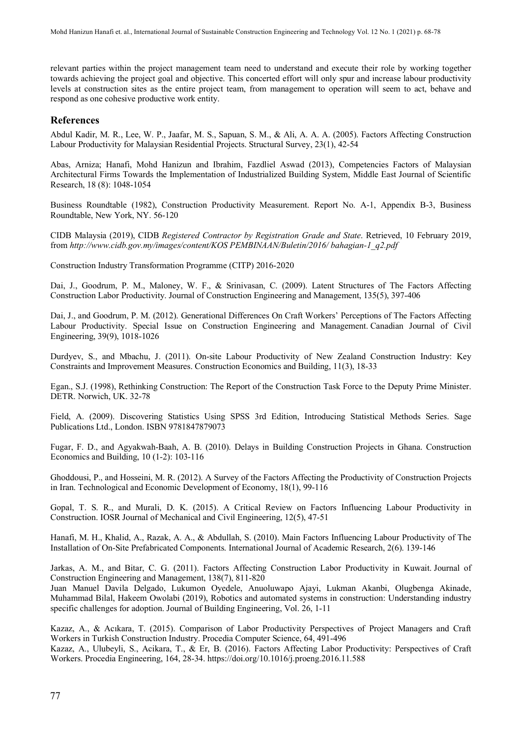relevant parties within the project management team need to understand and execute their role by working together towards achieving the project goal and objective. This concerted effort will only spur and increase labour productivity levels at construction sites as the entire project team, from management to operation will seem to act, behave and respond as one cohesive productive work entity.

## References

Abdul Kadir, M. R., Lee, W. P., Jaafar, M. S., Sapuan, S. M., & Ali, A. A. A. (2005). Factors Affecting Construction Labour Productivity for Malaysian Residential Projects. Structural Survey, 23(1), 42-54

Abas, Arniza; Hanafi, Mohd Hanizun and Ibrahim, Fazdliel Aswad (2013), Competencies Factors of Malaysian Architectural Firms Towards the Implementation of Industrialized Building System, Middle East Journal of Scientific Research, 18 (8): 1048-1054

Business Roundtable (1982), Construction Productivity Measurement. Report No. A-1, Appendix B-3, Business Roundtable, New York, NY. 56-120

CIDB Malaysia (2019), CIDB *Registered Contractor by Registration Grade and State*. Retrieved, 10 February 2019, from *http://www.cidb.gov.my/images/content/KOS PEMBINAAN/Buletin/2016/ bahagian-1_q2.pdf*

Construction Industry Transformation Programme (CITP) 2016-2020

Dai, J., Goodrum, P. M., Maloney, W. F., & Srinivasan, C. (2009). Latent Structures of The Factors Affecting Construction Labor Productivity. Journal of Construction Engineering and Management, 135(5), 397-406

Dai, J., and Goodrum, P. M. (2012). Generational Differences On Craft Workers' Perceptions of The Factors Affecting Labour Productivity. Special Issue on Construction Engineering and Management. Canadian Journal of Civil Engineering, 39(9), 1018-1026

Durdyev, S., and Mbachu, J. (2011). On-site Labour Productivity of New Zealand Construction Industry: Key Constraints and Improvement Measures. Construction Economics and Building, 11(3), 18-33

Egan., S.J. (1998), Rethinking Construction: The Report of the Construction Task Force to the Deputy Prime Minister. DETR. Norwich, UK. 32-78

Field, A. (2009). Discovering Statistics Using SPSS 3rd Edition, Introducing Statistical Methods Series. Sage Publications Ltd., London. ISBN 9781847879073

Fugar, F. D., and Agyakwah-Baah, A. B. (2010). Delays in Building Construction Projects in Ghana. Construction Economics and Building, 10 (1-2): 103-116

Ghoddousi, P., and Hosseini, M. R. (2012). A Survey of the Factors Affecting the Productivity of Construction Projects in Iran. Technological and Economic Development of Economy, 18(1), 99-116

Gopal, T. S. R., and Murali, D. K. (2015). A Critical Review on Factors Influencing Labour Productivity in Construction. IOSR Journal of Mechanical and Civil Engineering, 12(5), 47-51

Hanafi, M. H., Khalid, A., Razak, A. A., & Abdullah, S. (2010). Main Factors Influencing Labour Productivity of The Installation of On-Site Prefabricated Components. International Journal of Academic Research, 2(6). 139-146

Jarkas, A. M., and Bitar, C. G. (2011). Factors Affecting Construction Labor Productivity in Kuwait. Journal of Construction Engineering and Management, 138(7), 811-820

Juan Manuel Davila Delgado, Lukumon Oyedele, Anuoluwapo Ajayi, Lukman Akanbi, Olugbenga Akinade, Muhammad Bilal, Hakeem Owolabi (2019), Robotics and automated systems in construction: Understanding industry specific challenges for adoption. Journal of Building Engineering, Vol. 26, 1-11

Kazaz, A., & Acıkara, T. (2015). Comparison of Labor Productivity Perspectives of Project Managers and Craft Workers in Turkish Construction Industry. Procedia Computer Science, 64, 491-496

Kazaz, A., Ulubeyli, S., Acikara, T., & Er, B. (2016). Factors Affecting Labor Productivity: Perspectives of Craft Workers. Procedia Engineering, 164, 28-34. https://doi.org/10.1016/j.proeng.2016.11.588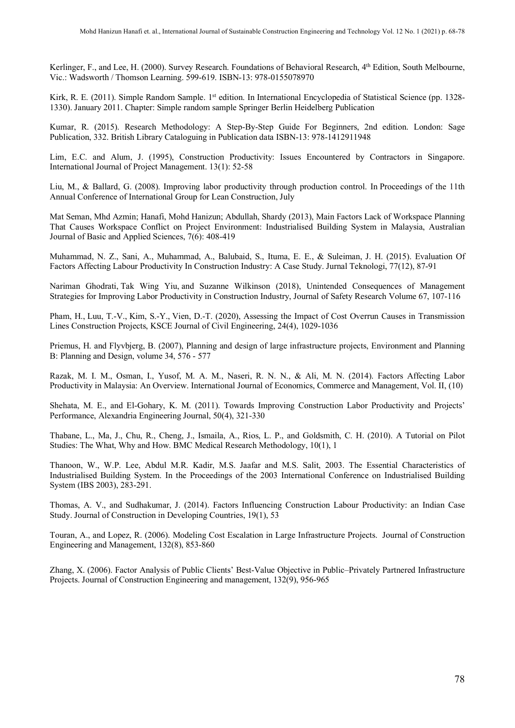Kerlinger, F., and Lee, H. (2000). Survey Research. Foundations of Behavioral Research, 4th Edition, South Melbourne, Vic.: Wadsworth / Thomson Learning. 599-619. ISBN-13: 978-0155078970

Kirk, R. E. (2011). Simple Random Sample. 1st edition. In International Encyclopedia of Statistical Science (pp. 1328-1330). January 2011. Chapter: Simple random sample Springer Berlin Heidelberg Publication

Kumar, R. (2015). Research Methodology: A Step-By-Step Guide For Beginners, 2nd edition. London: Sage Publication, 332. British Library Cataloguing in Publication data ISBN-13: 978-1412911948

Lim, E.C. and Alum, J. (1995), Construction Productivity: Issues Encountered by Contractors in Singapore. International Journal of Project Management. 13(1): 52-58

Liu, M., & Ballard, G. (2008). Improving labor productivity through production control. In Proceedings of the 11th Annual Conference of International Group for Lean Construction, July

Mat Seman, Mhd Azmin; Hanafi, Mohd Hanizun; Abdullah, Shardy (2013), Main Factors Lack of Workspace Planning That Causes Workspace Conflict on Project Environment: Industrialised Building System in Malaysia, Australian Journal of Basic and Applied Sciences, 7(6): 408-419

Muhammad, N. Z., Sani, A., Muhammad, A., Balubaid, S., Ituma, E. E., & Suleiman, J. H. (2015). Evaluation Of Factors Affecting Labour Productivity In Construction Industry: A Case Study. Jurnal Teknologi, 77(12), 87-91

Nariman Ghodrati, Tak Wing Yiu, and Suzanne Wilkinson (2018), Unintended Consequences of Management Strategies for Improving Labor Productivity in Construction Industry, Journal of Safety Research Volume 67, 107-116

Pham, H., Luu, T.-V., Kim, S.-Y., Vien, D.-T. (2020), Assessing the Impact of Cost Overrun Causes in Transmission Lines Construction Projects, KSCE Journal of Civil Engineering, 24(4), 1029-1036

Priemus, H. and Flyvbjerg, B. (2007), Planning and design of large infrastructure projects, Environment and Planning B: Planning and Design, volume 34, 576 - 577

Razak, M. I. M., Osman, I., Yusof, M. A. M., Naseri, R. N. N., & Ali, M. N. (2014). Factors Affecting Labor Productivity in Malaysia: An Overview. International Journal of Economics, Commerce and Management, Vol. II, (10)

Shehata, M. E., and El-Gohary, K. M. (2011). Towards Improving Construction Labor Productivity and Projects' Performance, Alexandria Engineering Journal, 50(4), 321-330

Thabane, L., Ma, J., Chu, R., Cheng, J., Ismaila, A., Rios, L. P., and Goldsmith, C. H. (2010). A Tutorial on Pilot Studies: The What, Why and How. BMC Medical Research Methodology, 10(1), 1

Thanoon, W., W.P. Lee, Abdul M.R. Kadir, M.S. Jaafar and M.S. Salit, 2003. The Essential Characteristics of Industrialised Building System. In the Proceedings of the 2003 International Conference on Industrialised Building System (IBS 2003), 283-291.

Thomas, A. V., and Sudhakumar, J. (2014). Factors Influencing Construction Labour Productivity: an Indian Case Study. Journal of Construction in Developing Countries, 19(1), 53

Touran, A., and Lopez, R. (2006). Modeling Cost Escalation in Large Infrastructure Projects. Journal of Construction Engineering and Management, 132(8), 853-860

Zhang, X. (2006). Factor Analysis of Public Clients' Best-Value Objective in Public–Privately Partnered Infrastructure Projects. Journal of Construction Engineering and management, 132(9), 956-965